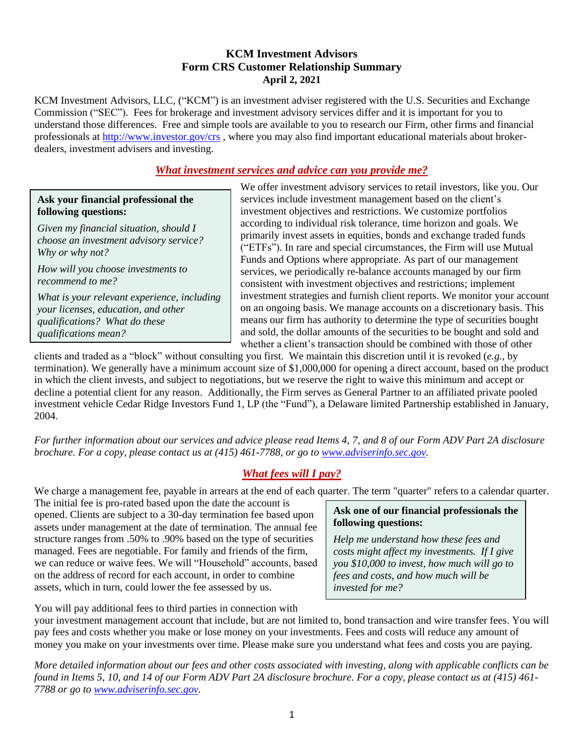# KCM Investment Advisors
## Form CRS Customer Relationship Summary
**April 2, 2021**

KCM Investment Advisors, LLC, ("KCM") is an investment adviser registered with the U.S. Securities and Exchange Commission ("SEC"). Fees for brokerage and investment advisory services differ and it is important for you to understand those differences. Free and simple tools are available to you to research our Firm, other firms and financial professionals at http://www.investor.gov/crs , where you may also find important educational materials about broker-dealers, investment advisers and investing.

## *What investment services and advice can you provide me?*

> **Ask your financial professional the following questions:**
>
> *Given my financial situation, should I choose an investment advisory service? Why or why not?*
>
> *How will you choose investments to recommend to me?*
>
> *What is your relevant experience, including your licenses, education, and other qualifications? What do these qualifications mean?*

We offer investment advisory services to retail investors, like you. Our services include investment management based on the client's investment objectives and restrictions. We customize portfolios according to individual risk tolerance, time horizon and goals. We primarily invest assets in equities, bonds and exchange traded funds ("ETFs"). In rare and special circumstances, the Firm will use Mutual Funds and Options where appropriate. As part of our management services, we periodically re-balance accounts managed by our firm consistent with investment objectives and restrictions; implement investment strategies and furnish client reports. We monitor your account on an ongoing basis. We manage accounts on a discretionary basis. This means our firm has authority to determine the type of securities bought and sold, the dollar amounts of the securities to be bought and sold and whether a client's transaction should be combined with those of other clients and traded as a "block" without consulting you first. We maintain this discretion until it is revoked (*e.g.*, by termination). We generally have a minimum account size of $1,000,000 for opening a direct account, based on the product in which the client invests, and subject to negotiations, but we reserve the right to waive this minimum and accept or decline a potential client for any reason. Additionally, the Firm serves as General Partner to an affiliated private pooled investment vehicle Cedar Ridge Investors Fund 1, LP (the "Fund"), a Delaware limited Partnership established in January, 2004.

*For further information about our services and advice please read Items 4, 7, and 8 of our Form ADV Part 2A disclosure brochure. For a copy, please contact us at (415) 461-7788, or go to www.adviserinfo.sec.gov.*

## *What fees will I pay?*

We charge a management fee, payable in arrears at the end of each quarter. The term "quarter" refers to a calendar quarter. The initial fee is pro-rated based upon the date the account is opened. Clients are subject to a 30-day termination fee based upon assets under management at the date of termination. The annual fee structure ranges from .50% to .90% based on the type of securities managed. Fees are negotiable. For family and friends of the firm, we can reduce or waive fees. We will "Household" accounts, based on the address of record for each account, in order to combine assets, which in turn, could lower the fee assessed by us.

> **Ask one of our financial professionals the following questions:**
>
> *Help me understand how these fees and costs might affect my investments. If I give you $10,000 to invest, how much will go to fees and costs, and how much will be invested for me?*

You will pay additional fees to third parties in connection with your investment management account that include, but are not limited to, bond transaction and wire transfer fees. You will pay fees and costs whether you make or lose money on your investments. Fees and costs will reduce any amount of money you make on your investments over time. Please make sure you understand what fees and costs you are paying.

*More detailed information about our fees and other costs associated with investing, along with applicable conflicts can be found in Items 5, 10, and 14 of our Form ADV Part 2A disclosure brochure. For a copy, please contact us at (415) 461-7788 or go to www.adviserinfo.sec.gov.*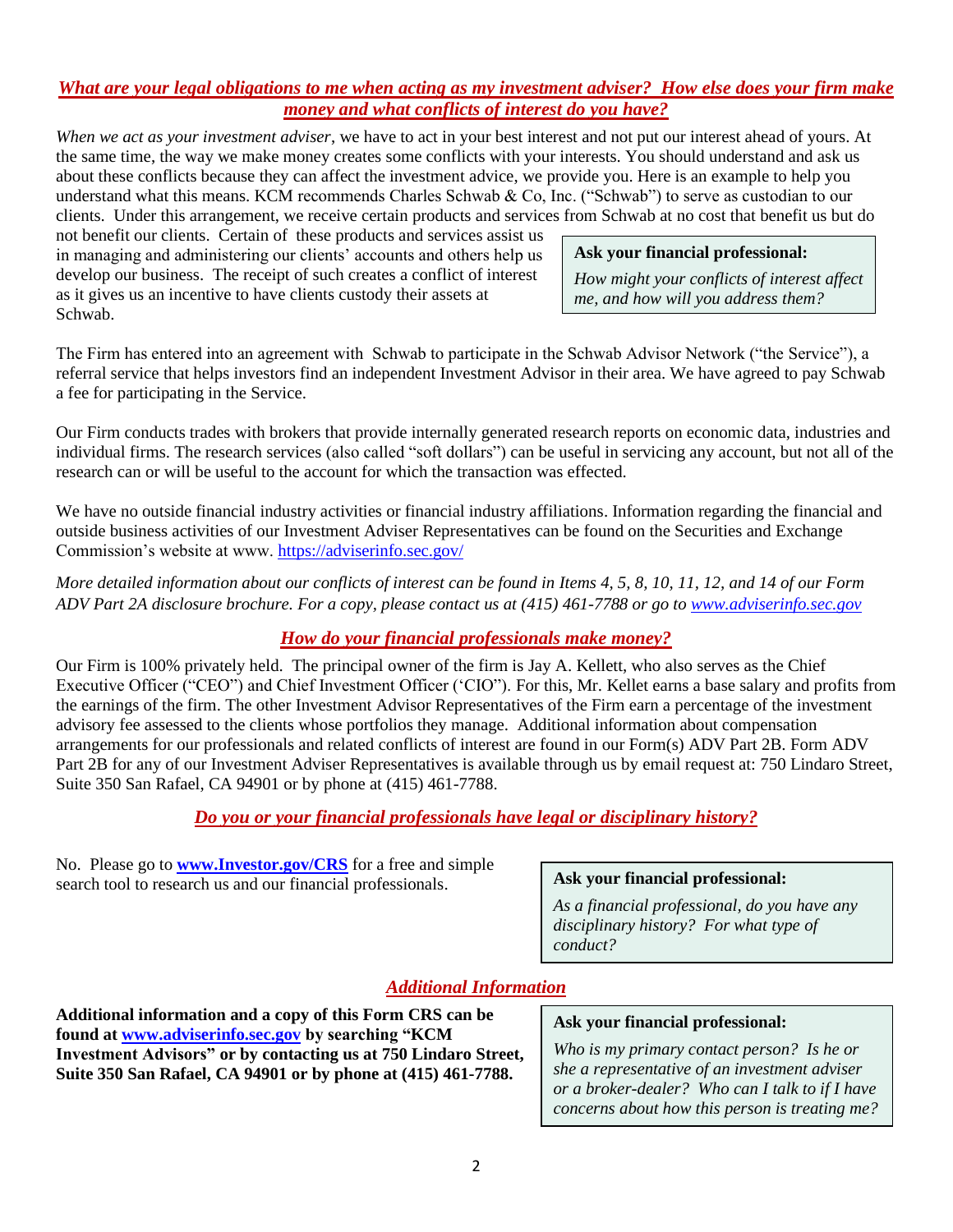## *What are your legal obligations to me when acting as my investment adviser? How else does your firm make money and what conflicts of interest do you have?*

*When we act as your investment adviser*, we have to act in your best interest and not put our interest ahead of yours. At the same time, the way we make money creates some conflicts with your interests. You should understand and ask us about these conflicts because they can affect the investment advice, we provide you. Here is an example to help you understand what this means. KCM recommends Charles Schwab & Co, Inc. ("Schwab") to serve as custodian to our clients. Under this arrangement, we receive certain products and services from Schwab at no cost that benefit us but do not benefit our clients. Certain of these products and services assist us in managing and administering our clients' accounts and others help us develop our business. The receipt of such creates a conflict of interest as it gives us an incentive to have clients custody their assets at Schwab.

> **Ask your financial professional:**
>
> *How might your conflicts of interest affect me, and how will you address them?*

The Firm has entered into an agreement with Schwab to participate in the Schwab Advisor Network ("the Service"), a referral service that helps investors find an independent Investment Advisor in their area. We have agreed to pay Schwab a fee for participating in the Service.

Our Firm conducts trades with brokers that provide internally generated research reports on economic data, industries and individual firms. The research services (also called "soft dollars") can be useful in servicing any account, but not all of the research can or will be useful to the account for which the transaction was effected.

We have no outside financial industry activities or financial industry affiliations. Information regarding the financial and outside business activities of our Investment Adviser Representatives can be found on the Securities and Exchange Commission's website at www. https://adviserinfo.sec.gov/

*More detailed information about our conflicts of interest can be found in Items 4, 5, 8, 10, 11, 12, and 14 of our Form ADV Part 2A disclosure brochure. For a copy, please contact us at (415) 461-7788 or go to www.adviserinfo.sec.gov*

## *How do your financial professionals make money?*

Our Firm is 100% privately held. The principal owner of the firm is Jay A. Kellett, who also serves as the Chief Executive Officer ("CEO") and Chief Investment Officer ('CIO"). For this, Mr. Kellet earns a base salary and profits from the earnings of the firm. The other Investment Advisor Representatives of the Firm earn a percentage of the investment advisory fee assessed to the clients whose portfolios they manage. Additional information about compensation arrangements for our professionals and related conflicts of interest are found in our Form(s) ADV Part 2B. Form ADV Part 2B for any of our Investment Adviser Representatives is available through us by email request at: 750 Lindaro Street, Suite 350 San Rafael, CA 94901 or by phone at (415) 461-7788.

## *Do you or your financial professionals have legal or disciplinary history?*

No. Please go to **www.Investor.gov/CRS** for a free and simple search tool to research us and our financial professionals.

> **Ask your financial professional:**
>
> *As a financial professional, do you have any disciplinary history? For what type of conduct?*

## *Additional Information*

**Additional information and a copy of this Form CRS can be found at www.adviserinfo.sec.gov by searching "KCM Investment Advisors" or by contacting us at 750 Lindaro Street, Suite 350 San Rafael, CA 94901 or by phone at (415) 461-7788.**

> **Ask your financial professional:**
>
> *Who is my primary contact person? Is he or she a representative of an investment adviser or a broker-dealer? Who can I talk to if I have concerns about how this person is treating me?*